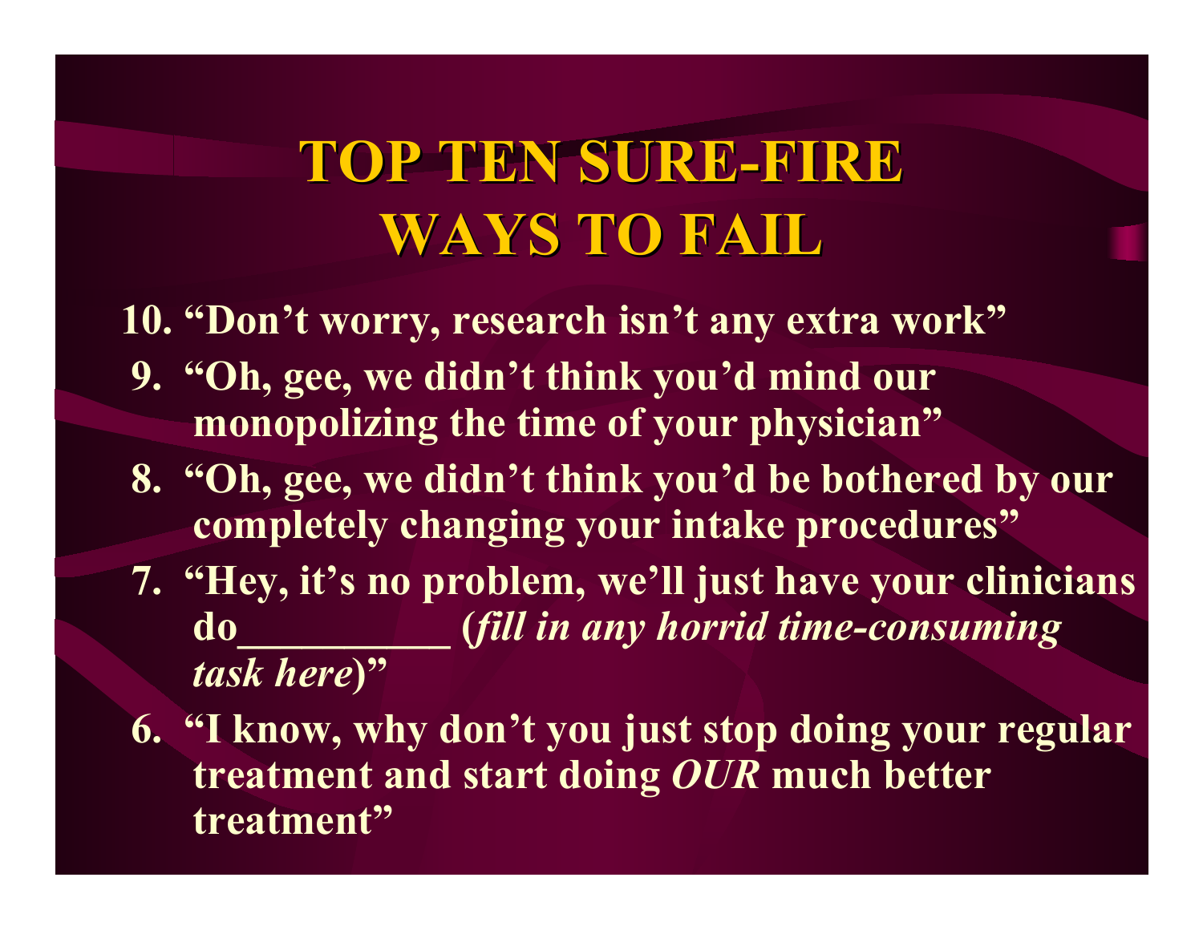# TOP TEN SURE-FIRE WAYS TO FAIL

10. **"Don't worry, research isn't any extra work"**
9. **"Oh, gee, we didn't think you'd mind our monopolizing the time of your physician"**
8. **"Oh, gee, we didn't think you'd be bothered by our completely changing your intake procedures"**
7. **"Hey, it's no problem, we'll just have your clinicians do__________ (*fill in any horrid time-consuming task here*)"**
6. **"I know, why don't you just stop doing your regular treatment and start doing *OUR* much better treatment"**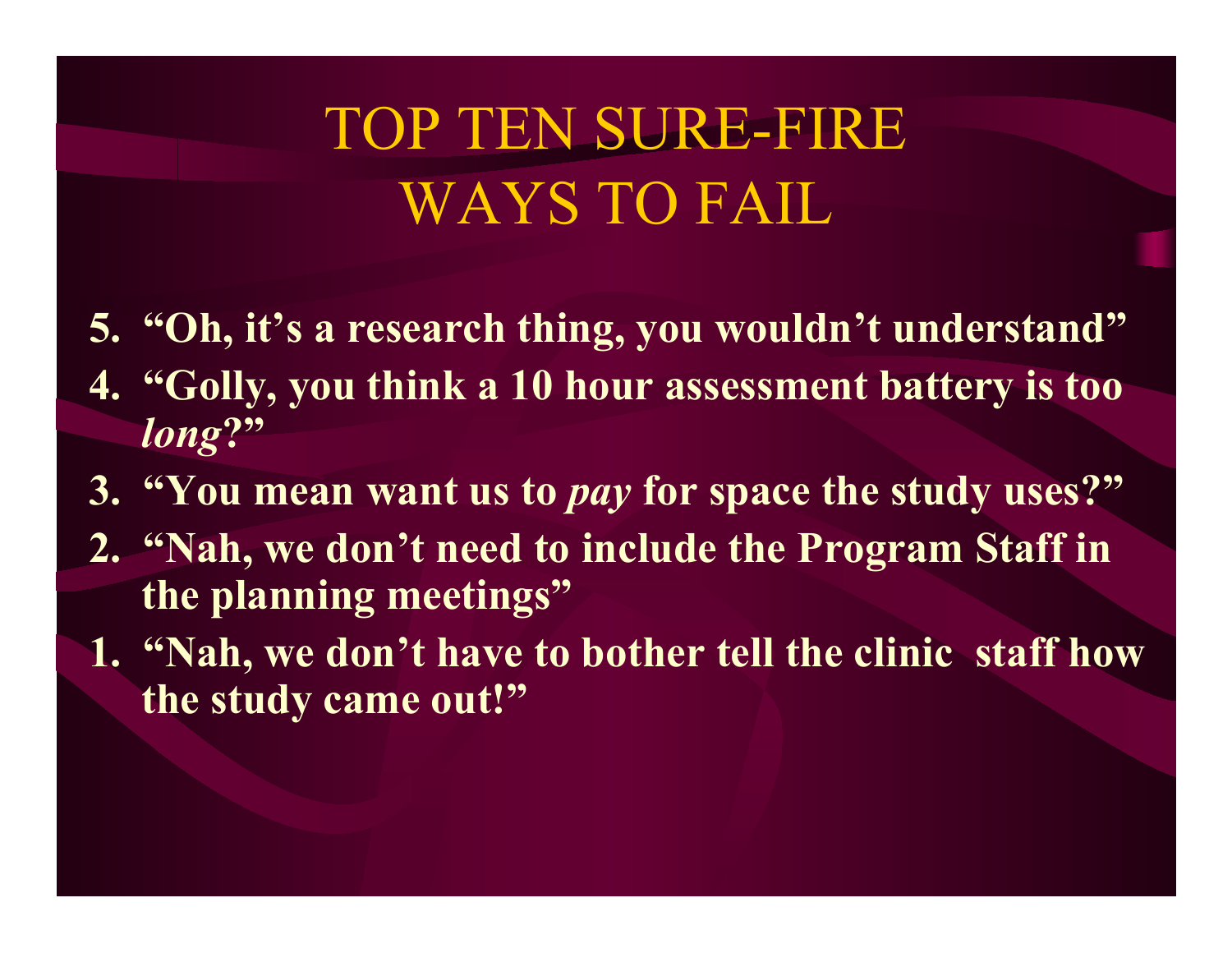# TOP TEN SURE-FIRE WAYS TO FAIL

5. **"Oh, it's a research thing, you wouldn't understand"**
4. **"Golly, you think a 10 hour assessment battery is too *long*?"**
3. **"You mean want us to *pay* for space the study uses?"**
2. **"Nah, we don't need to include the Program Staff in the planning meetings"**
1. **"Nah, we don't have to bother tell the clinic staff how the study came out!"**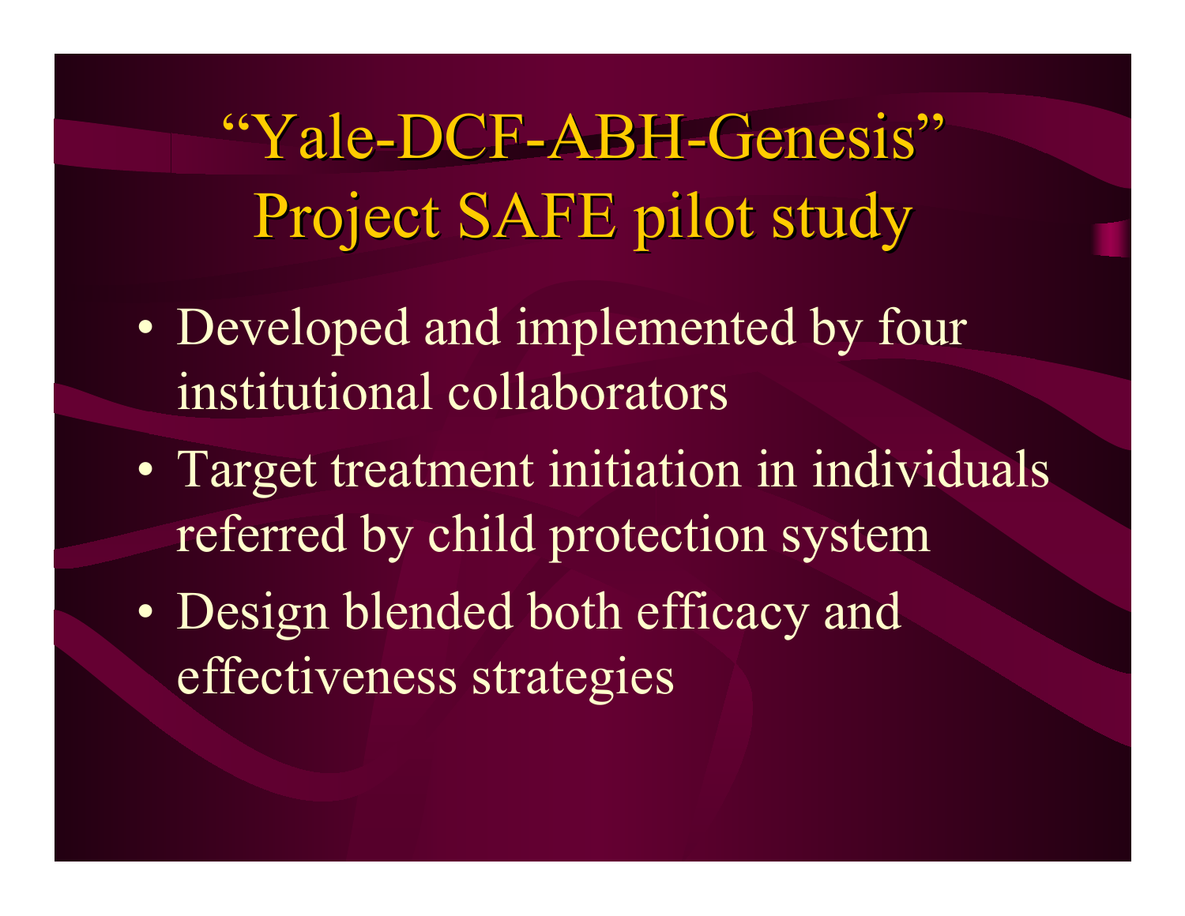# "Yale-DCF-ABH-Genesis" Project SAFE pilot study

- Developed and implemented by four institutional collaborators
- Target treatment initiation in individuals referred by child protection system
- Design blended both efficacy and effectiveness strategies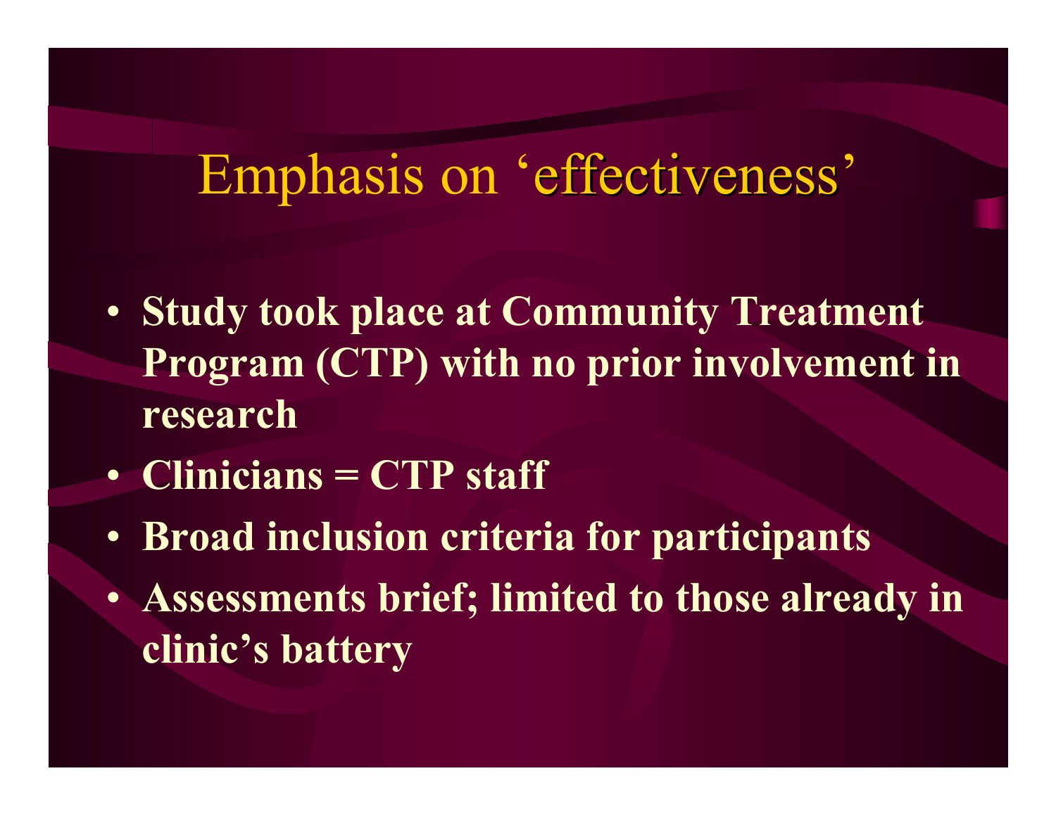# Emphasis on ‘effectiveness’

- **Study took place at Community Treatment Program (CTP) with no prior involvement in research**
- **Clinicians = CTP staff**
- **Broad inclusion criteria for participants**
- **Assessments brief; limited to those already in clinic’s battery**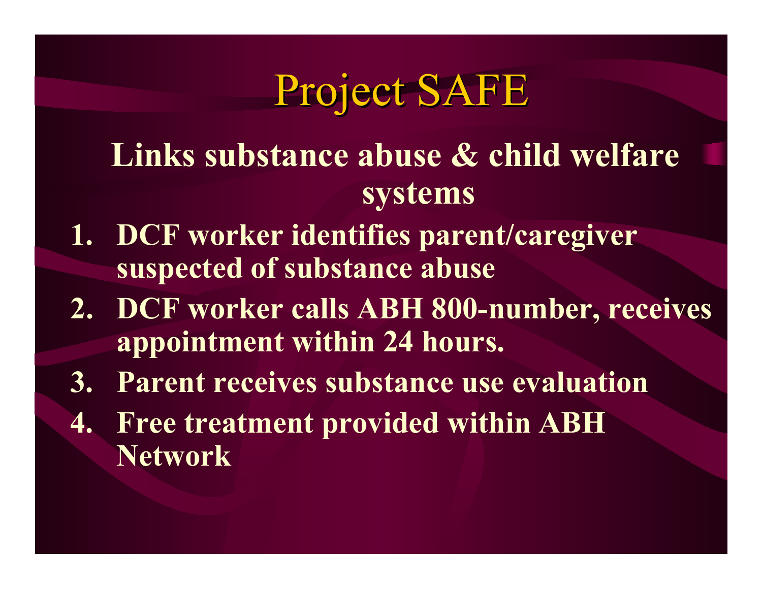# Project SAFE

**Links substance abuse & child welfare systems**

1. **DCF worker identifies parent/caregiver suspected of substance abuse**
2. **DCF worker calls ABH 800-number, receives appointment within 24 hours.**
3. **Parent receives substance use evaluation**
4. **Free treatment provided within ABH Network**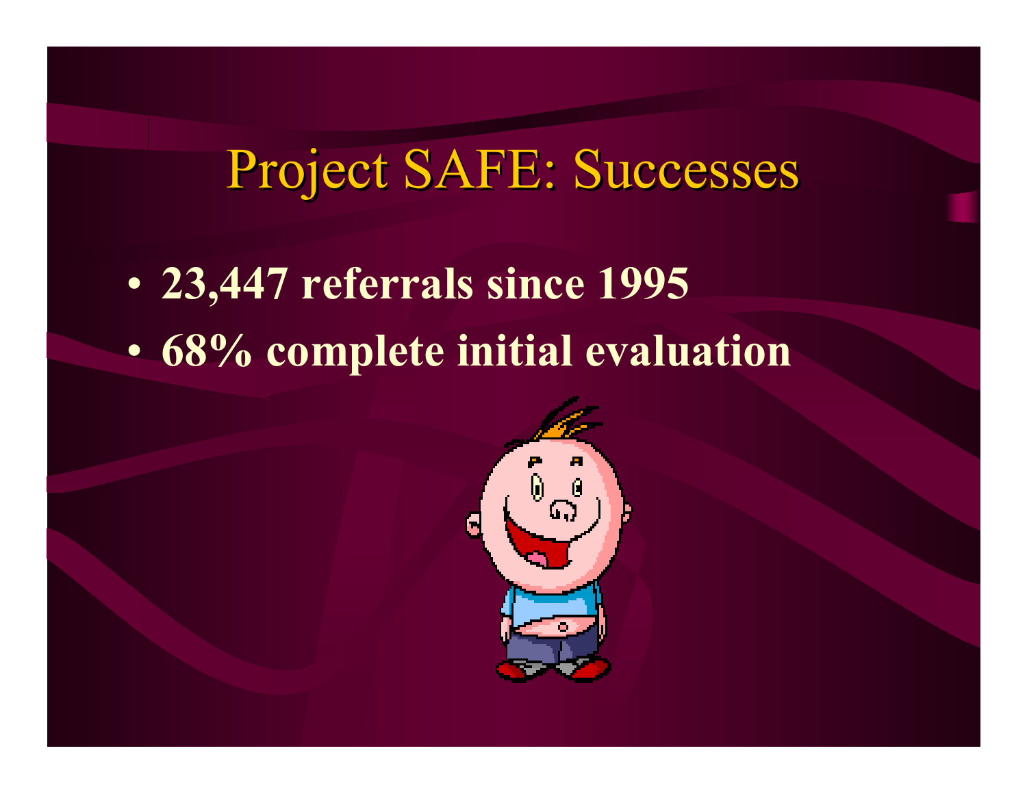# Project SAFE: Successes

- **23,447 referrals since 1995**
- **68% complete initial evaluation**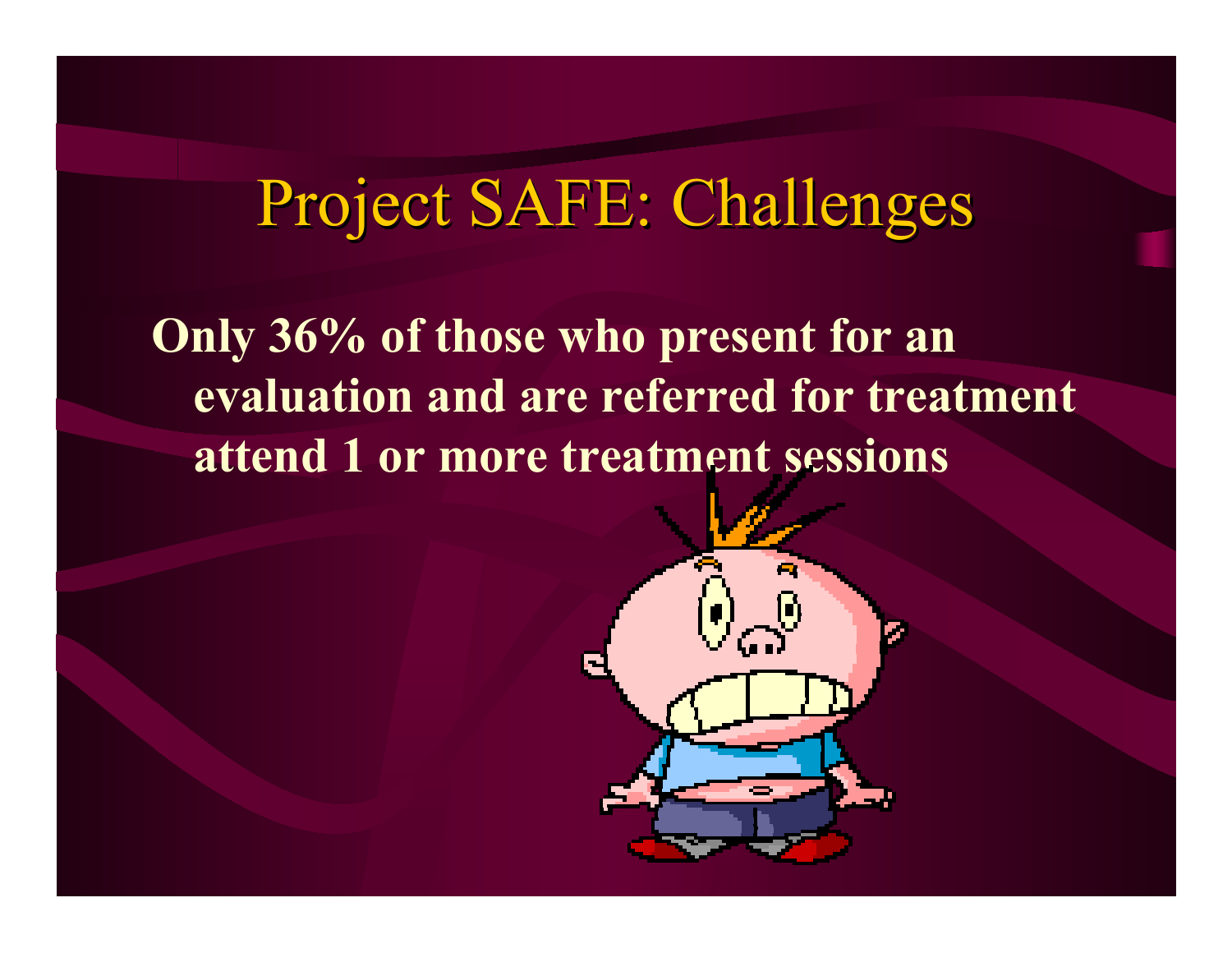# Project SAFE: Challenges

**Only 36% of those who present for an evaluation and are referred for treatment attend 1 or more treatment sessions**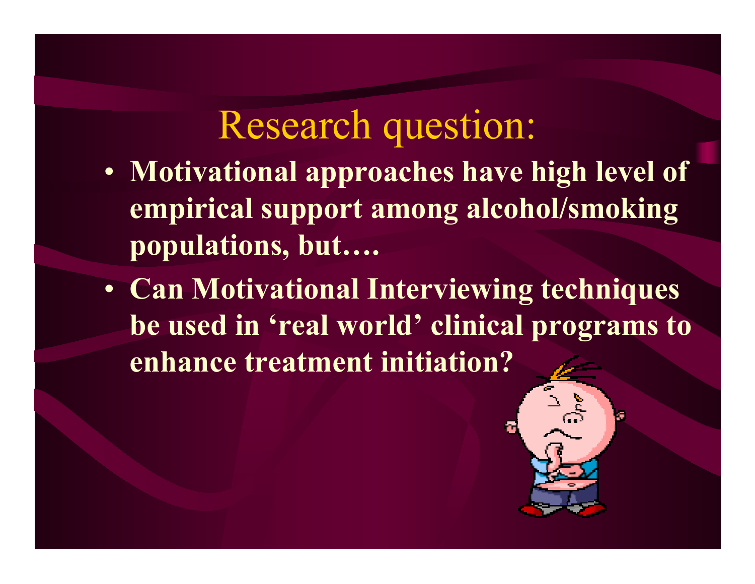# Research question:

- **Motivational approaches have high level of empirical support among alcohol/smoking populations, but….**
- **Can Motivational Interviewing techniques be used in 'real world' clinical programs to enhance treatment initiation?**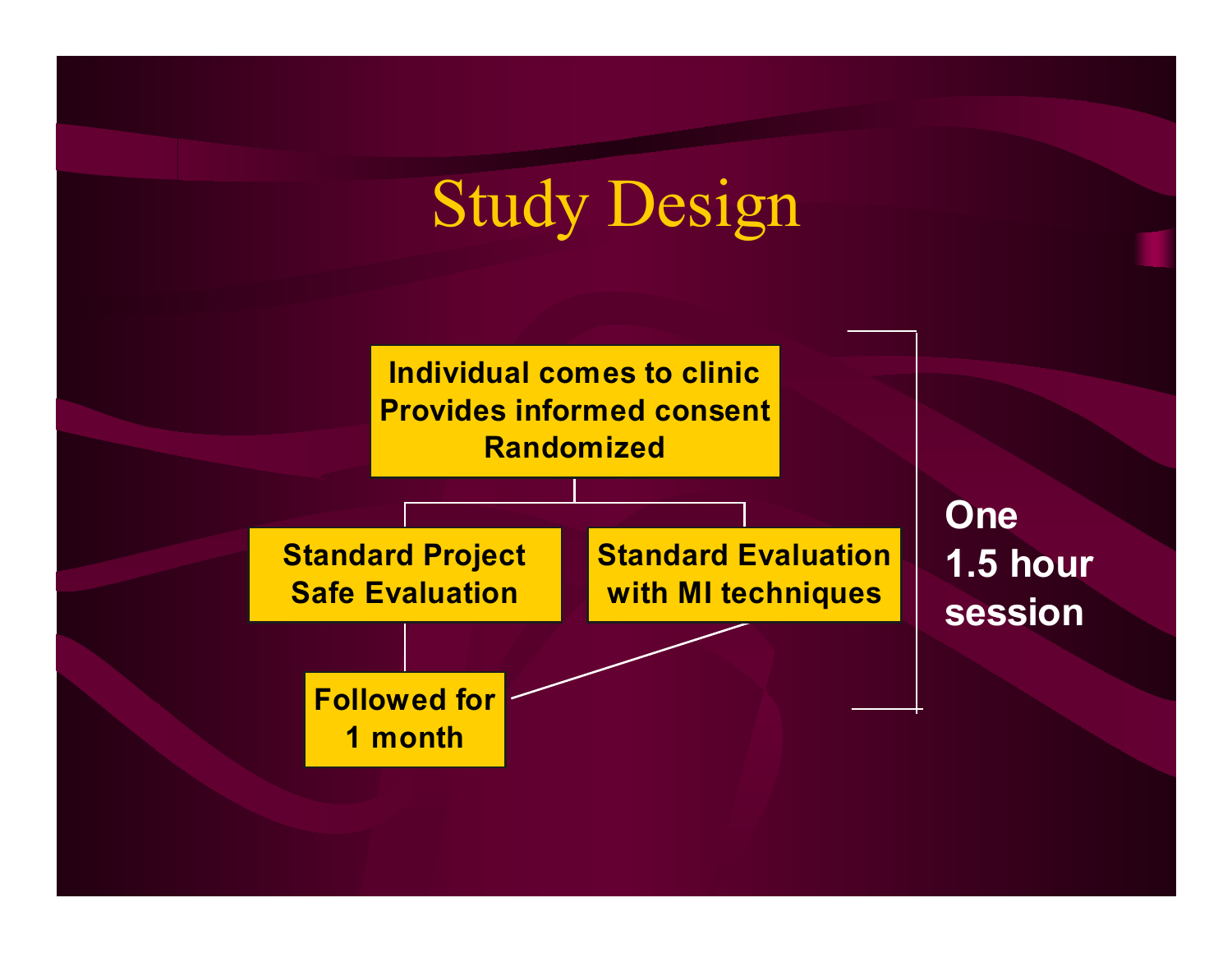# Study Design

**Individual comes to clinic**
**Provides informed consent**
**Randomized**

- **Standard Project Safe Evaluation**
- **Standard Evaluation with MI techniques**

**Followed for 1 month**

**One 1.5 hour session**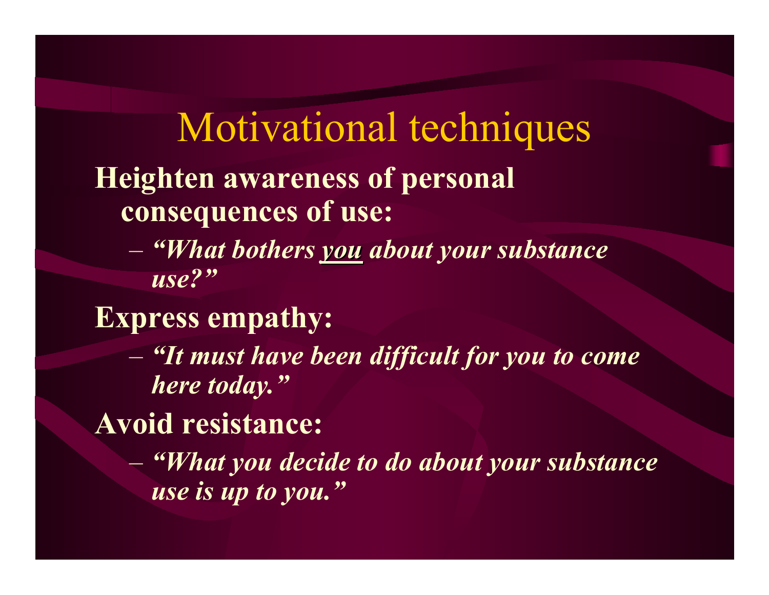# Motivational techniques

**Heighten awareness of personal consequences of use:**

- ***"What bothers <u>you</u> about your substance use?"***

**Express empathy:**

- ***"It must have been difficult for you to come here today."***

**Avoid resistance:**

- ***"What you decide to do about your substance use is up to you."***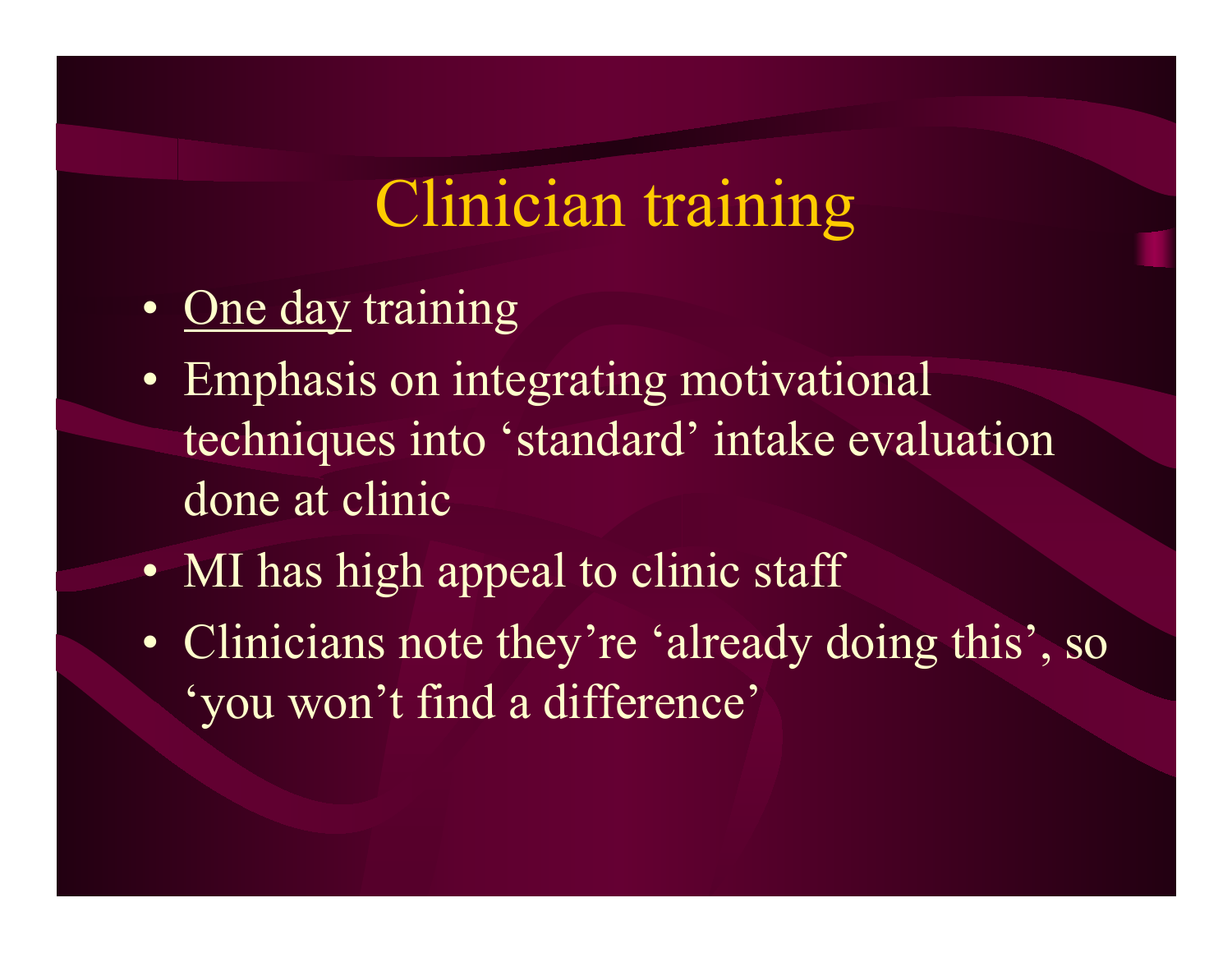# Clinician training

- <u>One day</u> training
- Emphasis on integrating motivational techniques into 'standard' intake evaluation done at clinic
- MI has high appeal to clinic staff
- Clinicians note they're 'already doing this', so 'you won't find a difference'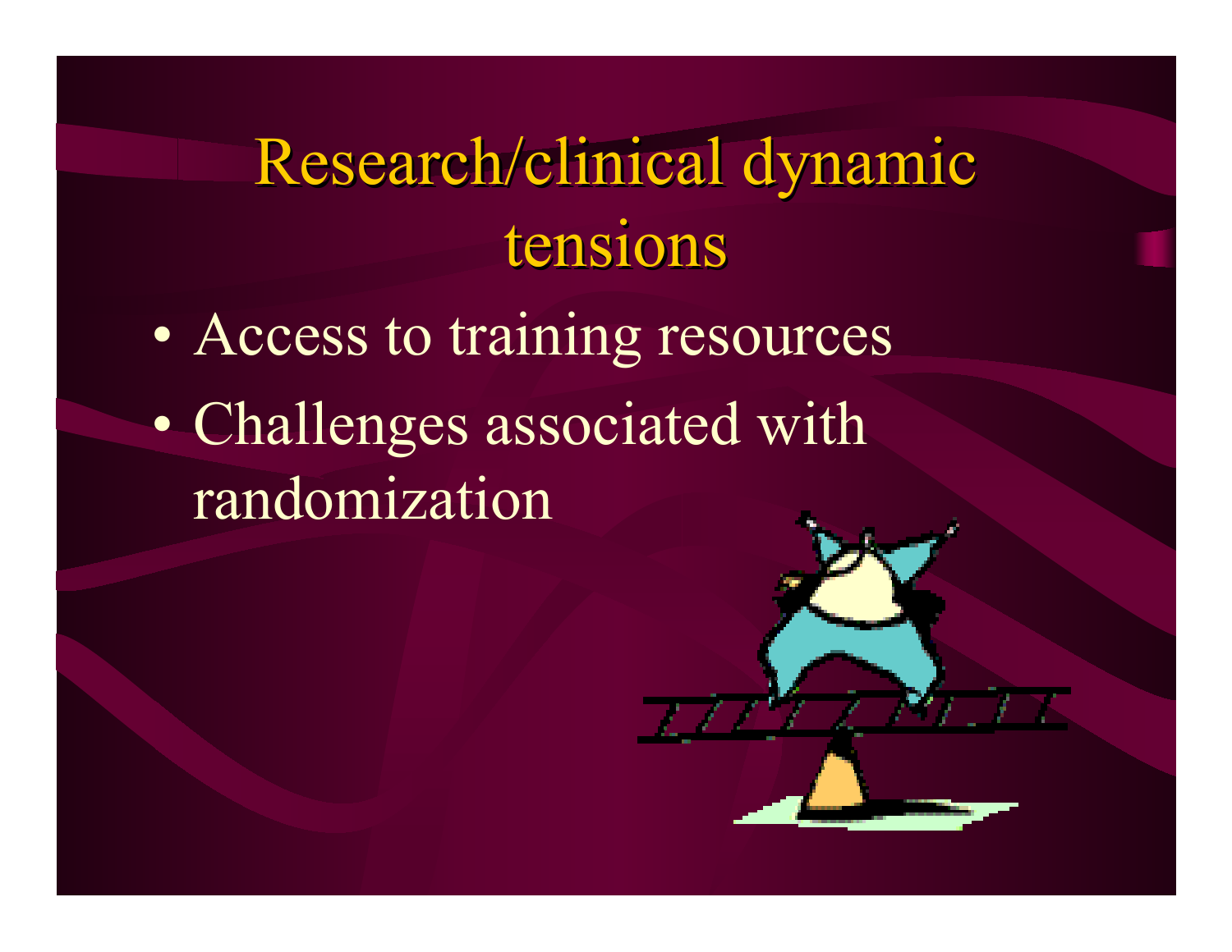# Research/clinical dynamic tensions

- Access to training resources
- Challenges associated with randomization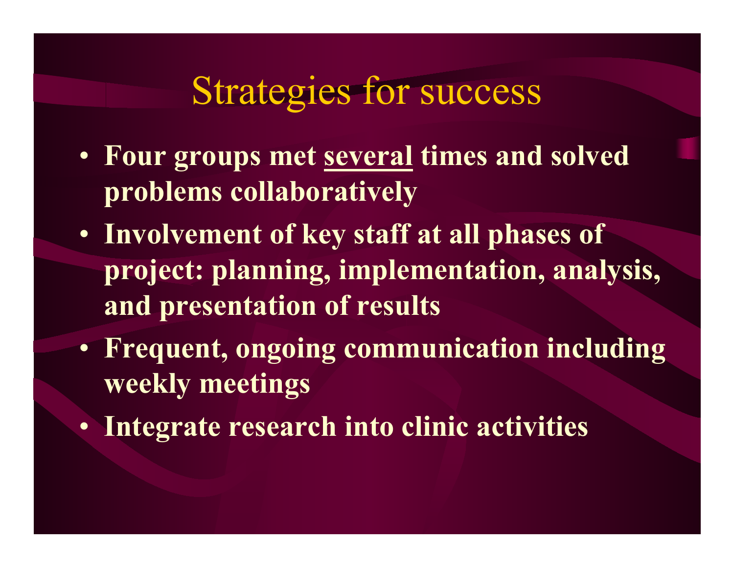# Strategies for success

- **Four groups met <u>several</u> times and solved problems collaboratively**
- **Involvement of key staff at all phases of project: planning, implementation, analysis, and presentation of results**
- **Frequent, ongoing communication including weekly meetings**
- **Integrate research into clinic activities**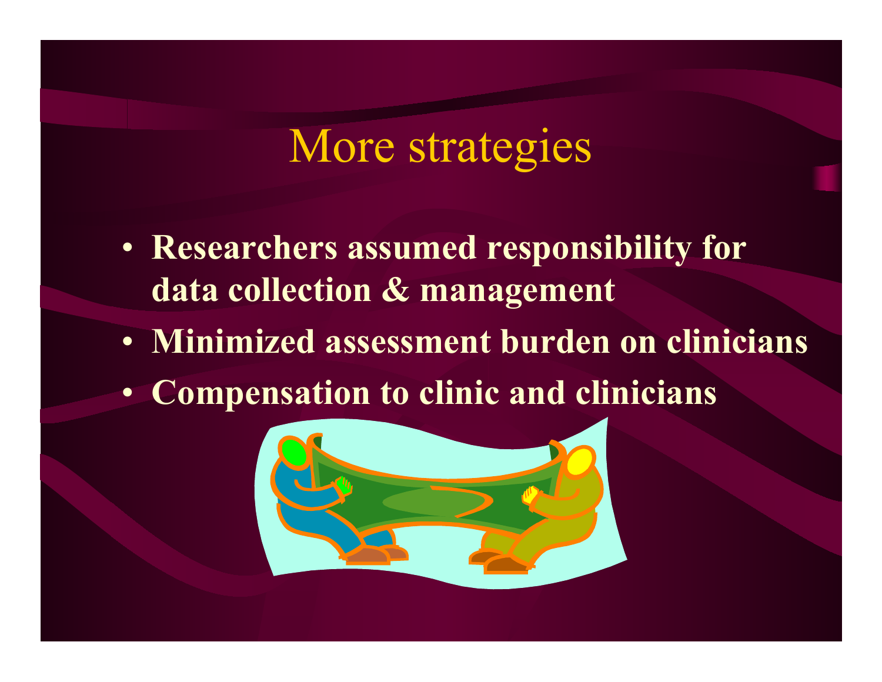# More strategies

- **Researchers assumed responsibility for data collection & management**
- **Minimized assessment burden on clinicians**
- **Compensation to clinic and clinicians**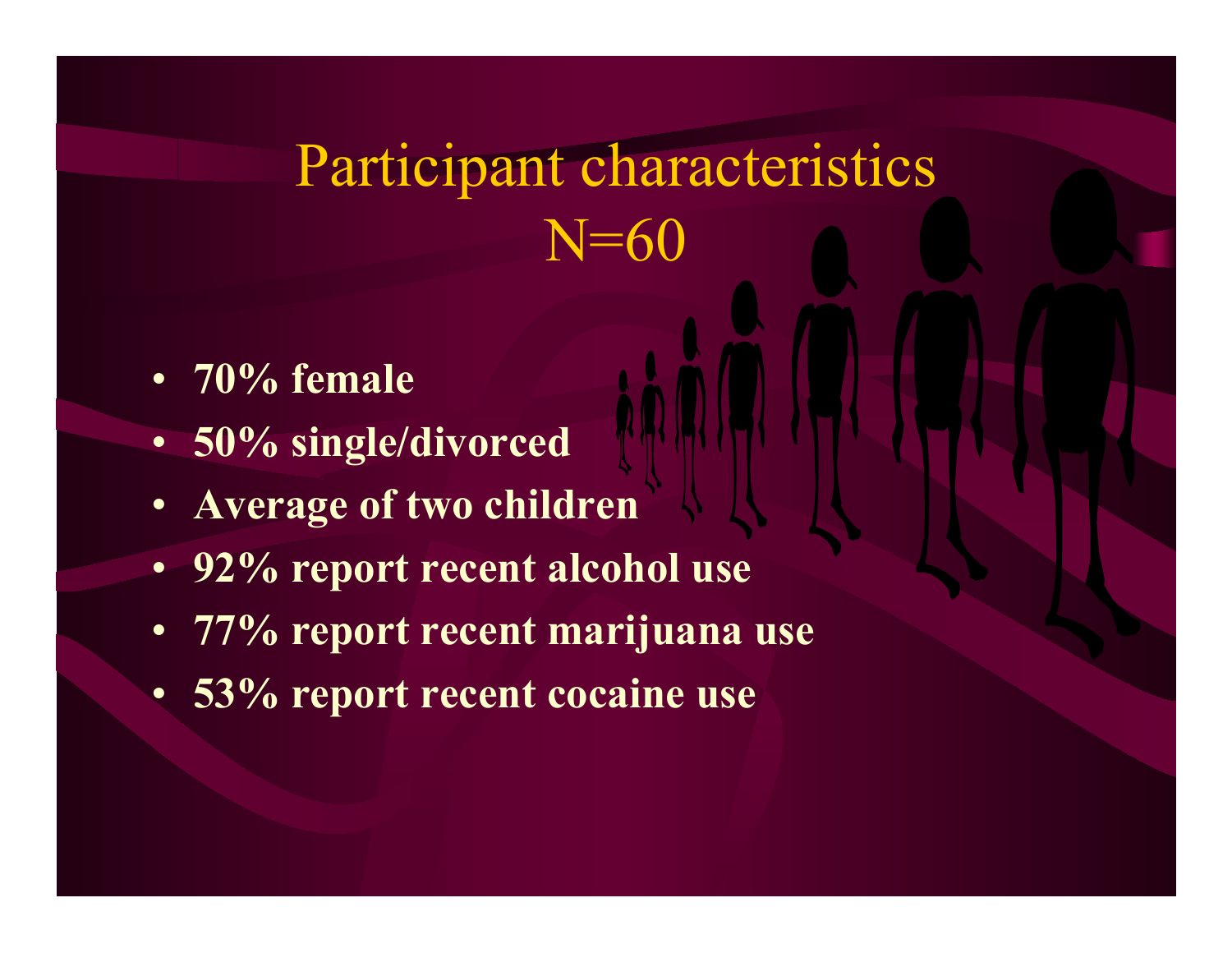# Participant characteristics N=60

- **70% female**
- **50% single/divorced**
- **Average of two children**
- **92% report recent alcohol use**
- **77% report recent marijuana use**
- **53% report recent cocaine use**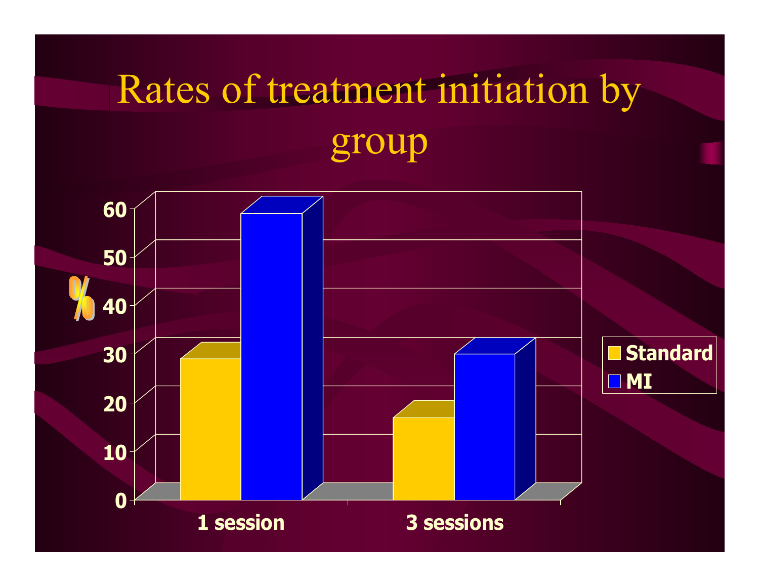# Rates of treatment initiation by group

%

60
50
40
30
20
10
0

1 session
3 sessions

Standard
MI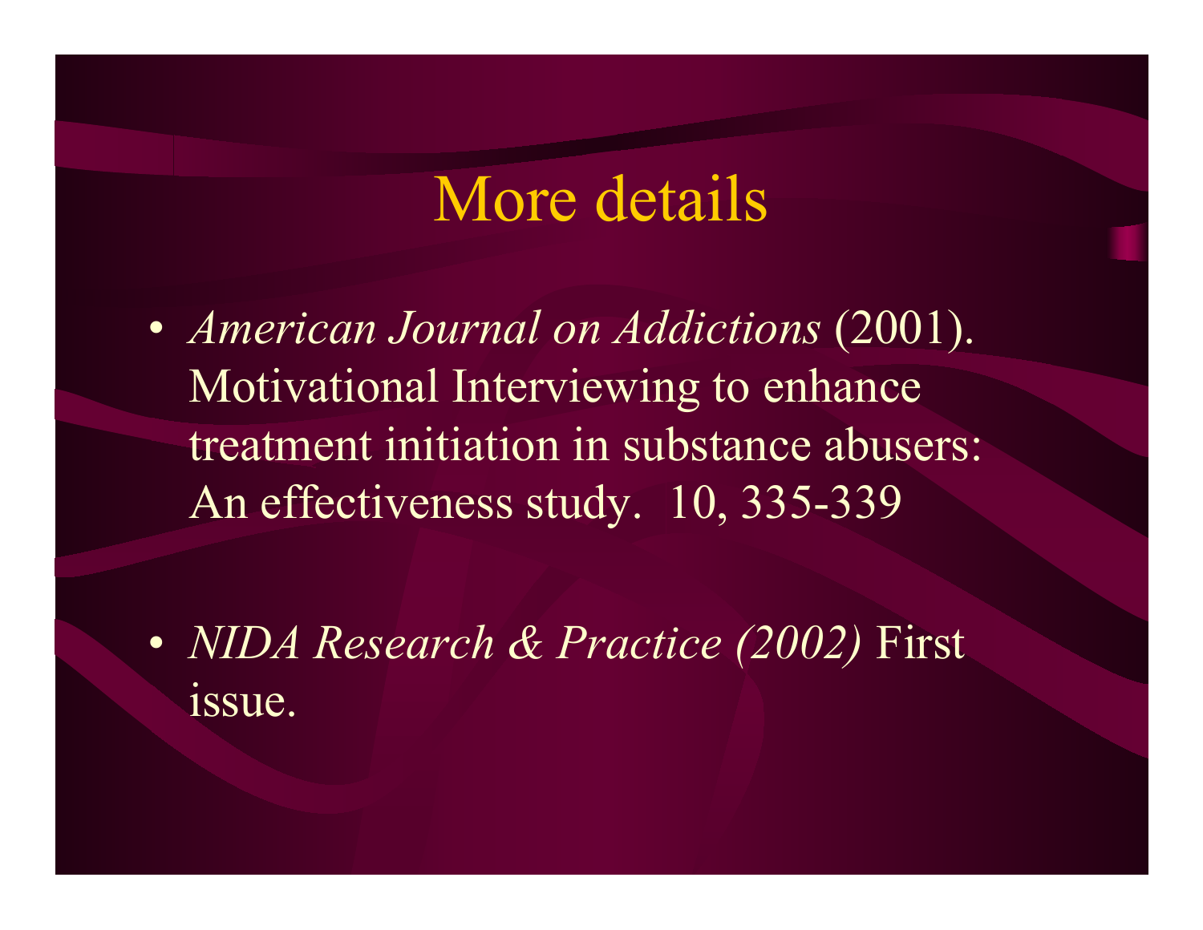# More details

- *American Journal on Addictions* (2001). Motivational Interviewing to enhance treatment initiation in substance abusers: An effectiveness study. 10, 335-339

- *NIDA Research & Practice (2002)* First issue.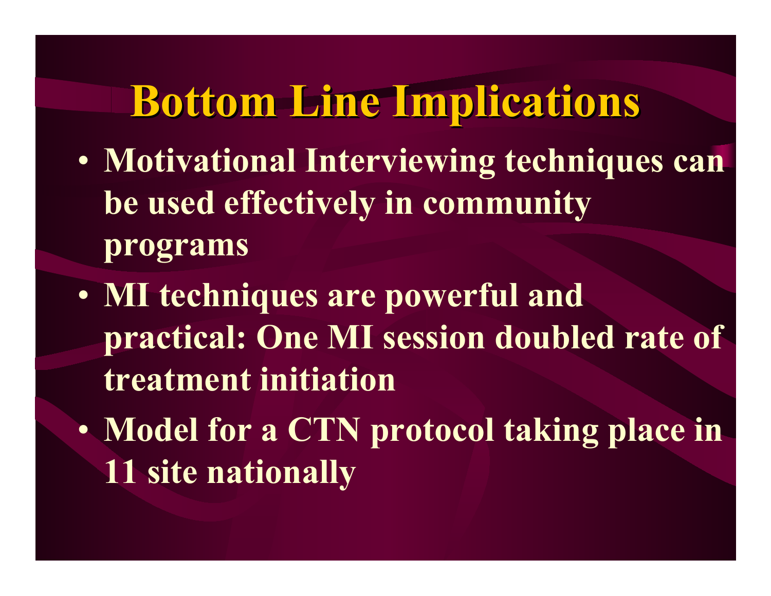# Bottom Line Implications

- Motivational Interviewing techniques can be used effectively in community programs
- MI techniques are powerful and practical: One MI session doubled rate of treatment initiation
- Model for a CTN protocol taking place in 11 site nationally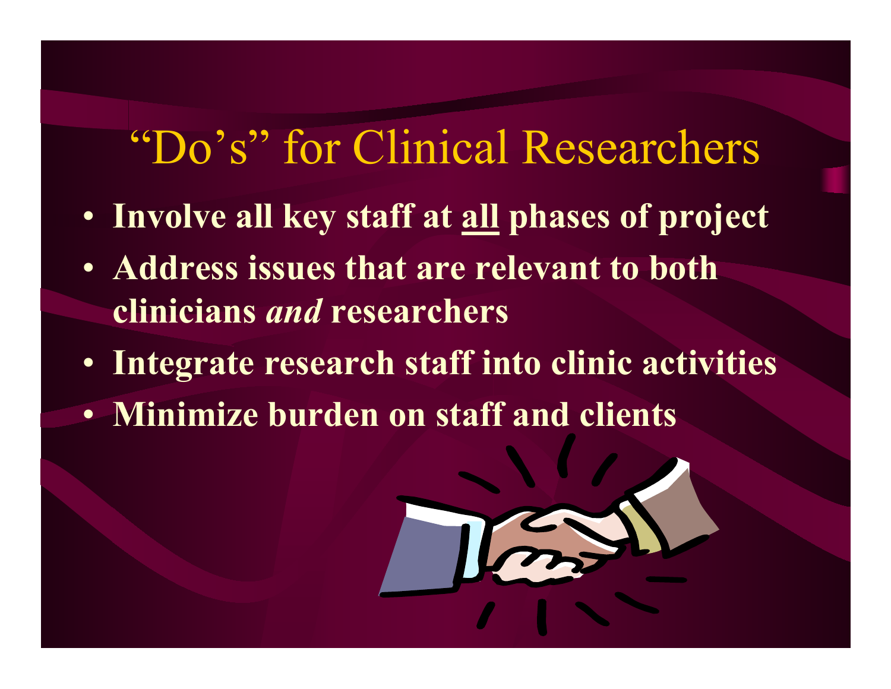# “Do’s” for Clinical Researchers

- **Involve all key staff at <u>all</u> phases of project**
- **Address issues that are relevant to both clinicians *and* researchers**
- **Integrate research staff into clinic activities**
- **Minimize burden on staff and clients**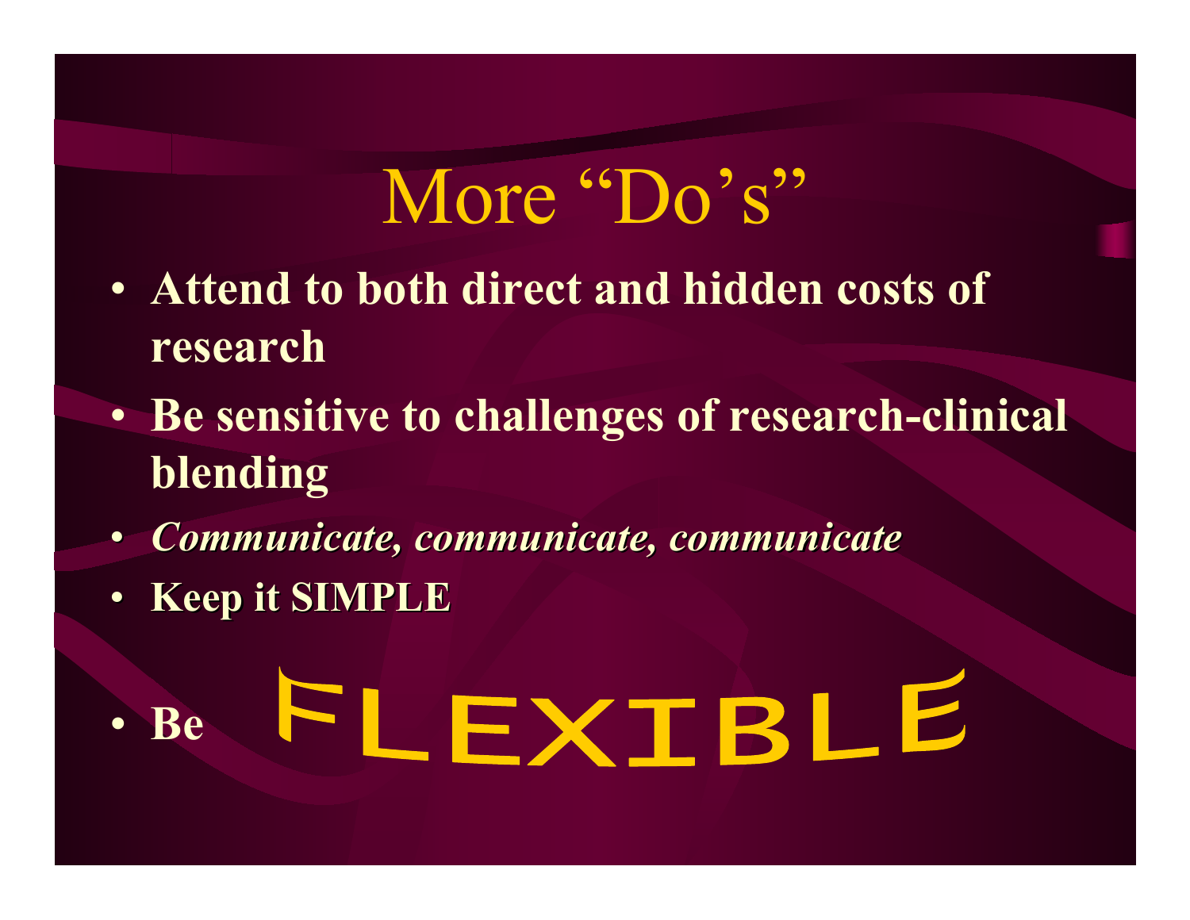# More "Do's"

- **Attend to both direct and hidden costs of research**
- **Be sensitive to challenges of research-clinical blending**
- ***Communicate, communicate, communicate***
- **Keep it SIMPLE**
- **Be FLEXIBLE**